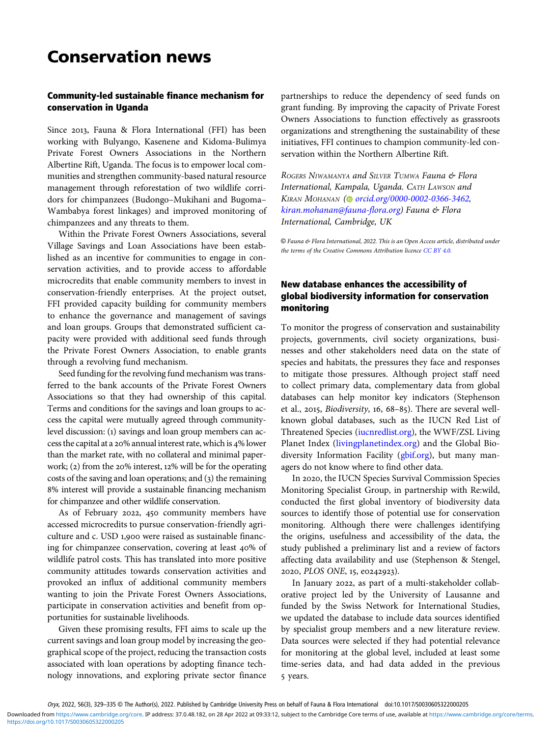# Conservation news

## Community-led sustainable finance mechanism for conservation in Uganda

Since 2013, Fauna & Flora International (FFI) has been working with Bulyango, Kasenene and Kidoma-Bulimya Private Forest Owners Associations in the Northern Albertine Rift, Uganda. The focus is to empower local communities and strengthen community-based natural resource management through reforestation of two wildlife corridors for chimpanzees (Budongo–Mukihani and Bugoma–Wambabya forest linkages) and improved monitoring of chimpanzees and any threats to them.

Within the Private Forest Owners Associations, several Village Savings and Loan Associations have been established as an incentive for communities to engage in conservation activities, and to provide access to affordable microcredits that enable community members to invest in conservation-friendly enterprises. At the project outset, FFI provided capacity building for community members to enhance the governance and management of savings and loan groups. Groups that demonstrated sufficient capacity were provided with additional seed funds through the Private Forest Owners Association, to enable grants through a revolving fund mechanism.

Seed funding for the revolving fund mechanism was transferred to the bank accounts of the Private Forest Owners Associations so that they had ownership of this capital. Terms and conditions for the savings and loan groups to access the capital were mutually agreed through community-level discussion: (1) savings and loan group members can access the capital at a 20% annual interest rate, which is 4% lower than the market rate, with no collateral and minimal paperwork; (2) from the 20% interest, 12% will be for the operating costs of the saving and loan operations; and (3) the remaining 8% interest will provide a sustainable financing mechanism for chimpanzee and other wildlife conservation.

As of February 2022, 450 community members have accessed microcredits to pursue conservation-friendly agriculture and c. USD 1,900 were raised as sustainable financing for chimpanzee conservation, covering at least 40% of wildlife patrol costs. This has translated into more positive community attitudes towards conservation activities and provoked an influx of additional community members wanting to join the Private Forest Owners Associations, participate in conservation activities and benefit from opportunities for sustainable livelihoods.

Given these promising results, FFI aims to scale up the current savings and loan group model by increasing the geographical scope of the project, reducing the transaction costs associated with loan operations by adopting finance technology innovations, and exploring private sector finance partnerships to reduce the dependency of seed funds on grant funding. By improving the capacity of Private Forest Owners Associations to function effectively as grassroots organizations and strengthening the sustainability of these initiatives, FFI continues to champion community-led conservation within the Northern Albertine Rift.

*Rogers Niwamanya and Silver Tumwa Fauna & Flora International, Kampala, Uganda. Cath Lawson and Kiran Mohanan (orcid.org/0000-0002-0366-3462, kiran.mohanan@fauna-flora.org) Fauna & Flora International, Cambridge, UK*

*© Fauna & Flora International, 2022. This is an Open Access article, distributed under the terms of the Creative Commons Attribution licence CC BY 4.0.*

## New database enhances the accessibility of global biodiversity information for conservation monitoring

To monitor the progress of conservation and sustainability projects, governments, civil society organizations, businesses and other stakeholders need data on the state of species and habitats, the pressures they face and responses to mitigate those pressures. Although project staff need to collect primary data, complementary data from global databases can help monitor key indicators (Stephenson et al., 2015, *Biodiversity*, 16, 68–85). There are several well-known global databases, such as the IUCN Red List of Threatened Species (iucnredlist.org), the WWF/ZSL Living Planet Index (livingplanetindex.org) and the Global Biodiversity Information Facility (gbif.org), but many managers do not know where to find other data.

In 2020, the IUCN Species Survival Commission Species Monitoring Specialist Group, in partnership with Re:wild, conducted the first global inventory of biodiversity data sources to identify those of potential use for conservation monitoring. Although there were challenges identifying the origins, usefulness and accessibility of the data, the study published a preliminary list and a review of factors affecting data availability and use (Stephenson & Stengel, 2020, *PLOS ONE*, 15, e0242923).

In January 2022, as part of a multi-stakeholder collaborative project led by the University of Lausanne and funded by the Swiss Network for International Studies, we updated the database to include data sources identified by specialist group members and a new literature review. Data sources were selected if they had potential relevance for monitoring at the global level, included at least some time-series data, and had data added in the previous 5 years.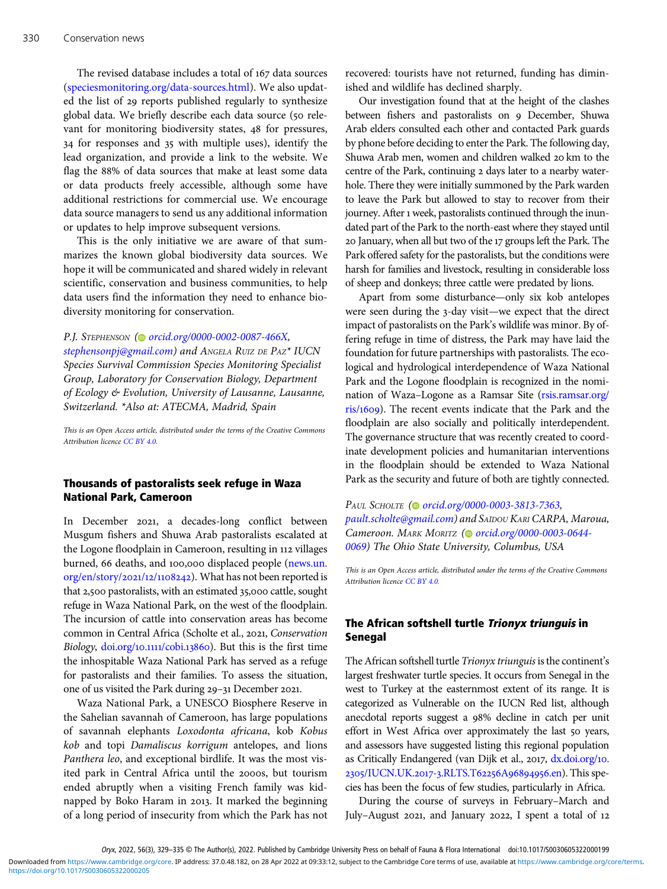The revised database includes a total of 167 data sources (speciesmonitoring.org/data-sources.html). We also updated the list of 29 reports published regularly to synthesize global data. We briefly describe each data source (50 relevant for monitoring biodiversity states, 48 for pressures, 34 for responses and 35 with multiple uses), identify the lead organization, and provide a link to the website. We flag the 88% of data sources that make at least some data or data products freely accessible, although some have additional restrictions for commercial use. We encourage data source managers to send us any additional information or updates to help improve subsequent versions.

This is the only initiative we are aware of that summarizes the known global biodiversity data sources. We hope it will be communicated and shared widely in relevant scientific, conservation and business communities, to help data users find the information they need to enhance biodiversity monitoring for conservation.

*P.J. Stephenson (orcid.org/0000-0002-0087-466X, stephensonpj@gmail.com) and Angela Ruiz de Paz\* IUCN Species Survival Commission Species Monitoring Specialist Group, Laboratory for Conservation Biology, Department of Ecology & Evolution, University of Lausanne, Lausanne, Switzerland. \*Also at: ATECMA, Madrid, Spain*

*This is an Open Access article, distributed under the terms of the Creative Commons Attribution licence CC BY 4.0.*

## Thousands of pastoralists seek refuge in Waza National Park, Cameroon

In December 2021, a decades-long conflict between Musgum fishers and Shuwa Arab pastoralists escalated at the Logone floodplain in Cameroon, resulting in 112 villages burned, 66 deaths, and 100,000 displaced people (news.un.org/en/story/2021/12/1108242). What has not been reported is that 2,500 pastoralists, with an estimated 35,000 cattle, sought refuge in Waza National Park, on the west of the floodplain. The incursion of cattle into conservation areas has become common in Central Africa (Scholte et al., 2021, *Conservation Biology*, doi.org/10.1111/cobi.13860). But this is the first time the inhospitable Waza National Park has served as a refuge for pastoralists and their families. To assess the situation, one of us visited the Park during 29–31 December 2021.

Waza National Park, a UNESCO Biosphere Reserve in the Sahelian savannah of Cameroon, has large populations of savannah elephants *Loxodonta africana*, kob *Kobus kob* and topi *Damaliscus korrigum* antelopes, and lions *Panthera leo*, and exceptional birdlife. It was the most visited park in Central Africa until the 2000s, but tourism ended abruptly when a visiting French family was kidnapped by Boko Haram in 2013. It marked the beginning of a long period of insecurity from which the Park has not recovered: tourists have not returned, funding has diminished and wildlife has declined sharply.

Our investigation found that at the height of the clashes between fishers and pastoralists on 9 December, Shuwa Arab elders consulted each other and contacted Park guards by phone before deciding to enter the Park. The following day, Shuwa Arab men, women and children walked 20 km to the centre of the Park, continuing 2 days later to a nearby waterhole. There they were initially summoned by the Park warden to leave the Park but allowed to stay to recover from their journey. After 1 week, pastoralists continued through the inundated part of the Park to the north-east where they stayed until 20 January, when all but two of the 17 groups left the Park. The Park offered safety for the pastoralists, but the conditions were harsh for families and livestock, resulting in considerable loss of sheep and donkeys; three cattle were predated by lions.

Apart from some disturbance—only six kob antelopes were seen during the 3-day visit—we expect that the direct impact of pastoralists on the Park's wildlife was minor. By offering refuge in time of distress, the Park may have laid the foundation for future partnerships with pastoralists. The ecological and hydrological interdependence of Waza National Park and the Logone floodplain is recognized in the nomination of Waza–Logone as a Ramsar Site (rsis.ramsar.org/ris/1609). The recent events indicate that the Park and the floodplain are also socially and politically interdependent. The governance structure that was recently created to coordinate development policies and humanitarian interventions in the floodplain should be extended to Waza National Park as the security and future of both are tightly connected.

*Paul Scholte (orcid.org/0000-0003-3813-7363, pault.scholte@gmail.com) and Saïdou Kari CARPA, Maroua, Cameroon. Mark Moritz (orcid.org/0000-0003-0644-0069) The Ohio State University, Columbus, USA*

*This is an Open Access article, distributed under the terms of the Creative Commons Attribution licence CC BY 4.0.*

## The African softshell turtle *Trionyx triunguis* in Senegal

The African softshell turtle *Trionyx triunguis* is the continent's largest freshwater turtle species. It occurs from Senegal in the west to Turkey at the easternmost extent of its range. It is categorized as Vulnerable on the IUCN Red list, although anecdotal reports suggest a 98% decline in catch per unit effort in West Africa over approximately the last 50 years, and assessors have suggested listing this regional population as Critically Endangered (van Dijk et al., 2017, dx.doi.org/10.2305/IUCN.UK.2017-3.RLTS.T62256A96894956.en). This species has been the focus of few studies, particularly in Africa.

During the course of surveys in February–March and July–August 2021, and January 2022, I spent a total of 12